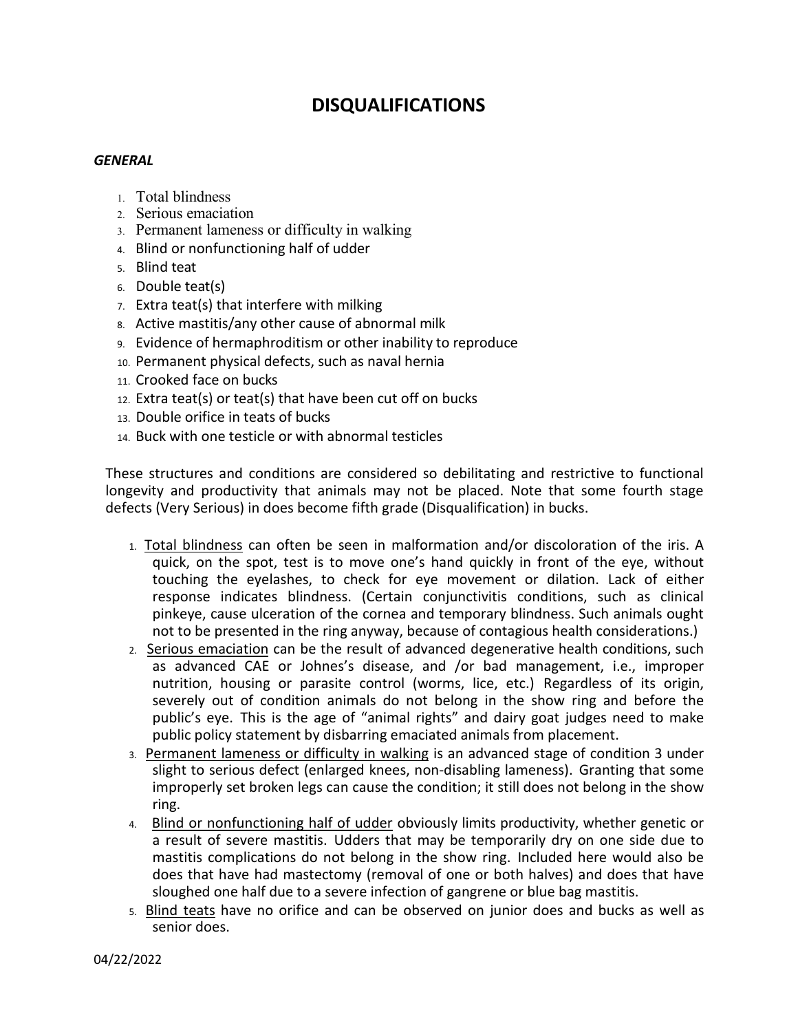# DISQUALIFICATIONS

***GENERAL***

1. Total blindness
2. Serious emaciation
3. Permanent lameness or difficulty in walking
4. Blind or nonfunctioning half of udder
5. Blind teat
6. Double teat(s)
7. Extra teat(s) that interfere with milking
8. Active mastitis/any other cause of abnormal milk
9. Evidence of hermaphroditism or other inability to reproduce
10. Permanent physical defects, such as naval hernia
11. Crooked face on bucks
12. Extra teat(s) or teat(s) that have been cut off on bucks
13. Double orifice in teats of bucks
14. Buck with one testicle or with abnormal testicles

These structures and conditions are considered so debilitating and restrictive to functional longevity and productivity that animals may not be placed. Note that some fourth stage defects (Very Serious) in does become fifth grade (Disqualification) in bucks.

1. Total blindness can often be seen in malformation and/or discoloration of the iris. A quick, on the spot, test is to move one's hand quickly in front of the eye, without touching the eyelashes, to check for eye movement or dilation. Lack of either response indicates blindness. (Certain conjunctivitis conditions, such as clinical pinkeye, cause ulceration of the cornea and temporary blindness. Such animals ought not to be presented in the ring anyway, because of contagious health considerations.)
2. Serious emaciation can be the result of advanced degenerative health conditions, such as advanced CAE or Johnes's disease, and /or bad management, i.e., improper nutrition, housing or parasite control (worms, lice, etc.) Regardless of its origin, severely out of condition animals do not belong in the show ring and before the public's eye. This is the age of "animal rights" and dairy goat judges need to make public policy statement by disbarring emaciated animals from placement.
3. Permanent lameness or difficulty in walking is an advanced stage of condition 3 under slight to serious defect (enlarged knees, non-disabling lameness). Granting that some improperly set broken legs can cause the condition; it still does not belong in the show ring.
4. Blind or nonfunctioning half of udder obviously limits productivity, whether genetic or a result of severe mastitis. Udders that may be temporarily dry on one side due to mastitis complications do not belong in the show ring. Included here would also be does that have had mastectomy (removal of one or both halves) and does that have sloughed one half due to a severe infection of gangrene or blue bag mastitis.
5. Blind teats have no orifice and can be observed on junior does and bucks as well as senior does.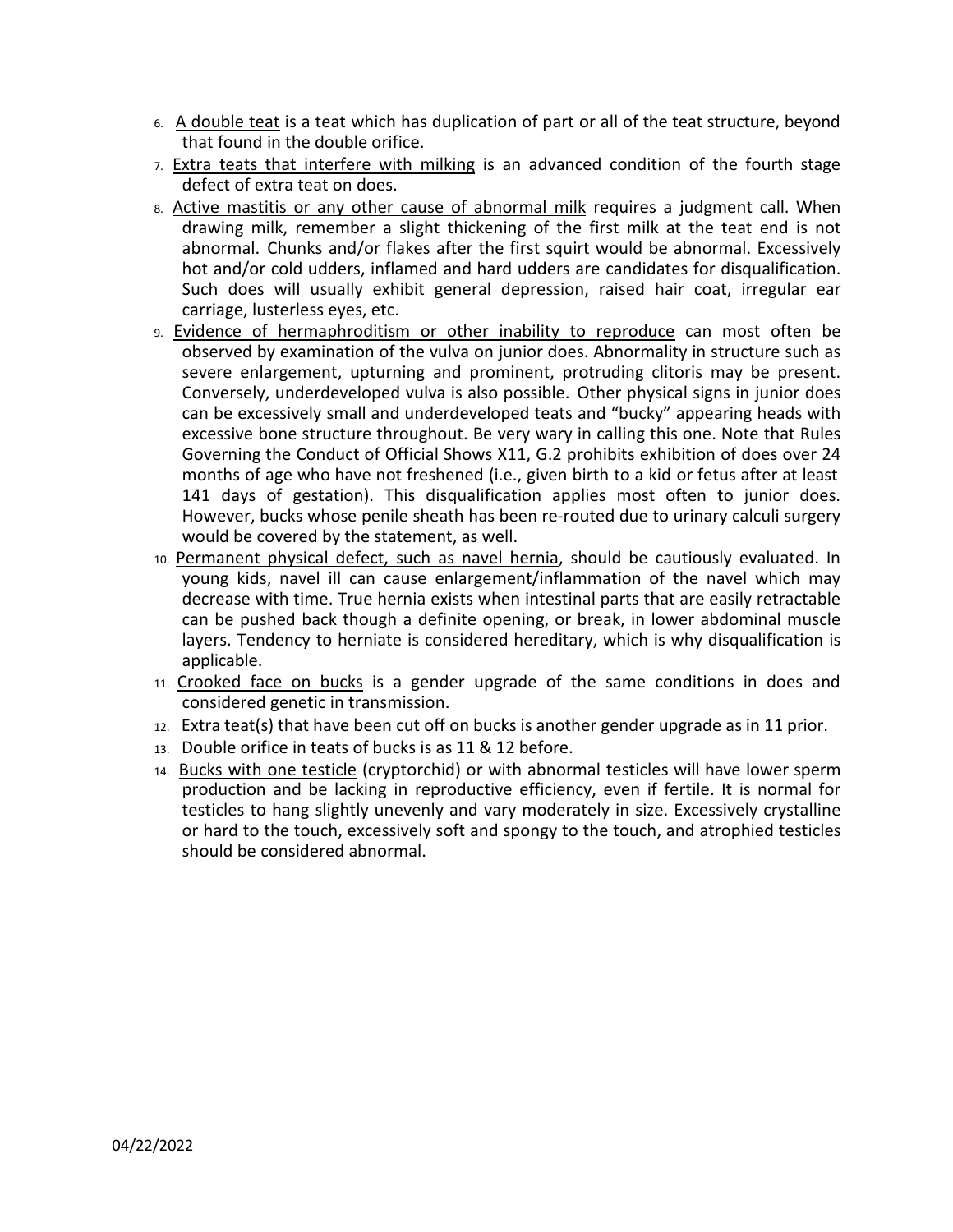6. <u>A double teat</u> is a teat which has duplication of part or all of the teat structure, beyond that found in the double orifice.
7. <u>Extra teats that interfere with milking</u> is an advanced condition of the fourth stage defect of extra teat on does.
8. <u>Active mastitis or any other cause of abnormal milk</u> requires a judgment call. When drawing milk, remember a slight thickening of the first milk at the teat end is not abnormal. Chunks and/or flakes after the first squirt would be abnormal. Excessively hot and/or cold udders, inflamed and hard udders are candidates for disqualification. Such does will usually exhibit general depression, raised hair coat, irregular ear carriage, lusterless eyes, etc.
9. <u>Evidence of hermaphroditism or other inability to reproduce</u> can most often be observed by examination of the vulva on junior does. Abnormality in structure such as severe enlargement, upturning and prominent, protruding clitoris may be present. Conversely, underdeveloped vulva is also possible. Other physical signs in junior does can be excessively small and underdeveloped teats and "bucky" appearing heads with excessive bone structure throughout. Be very wary in calling this one. Note that Rules Governing the Conduct of Official Shows X11, G.2 prohibits exhibition of does over 24 months of age who have not freshened (i.e., given birth to a kid or fetus after at least 141 days of gestation). This disqualification applies most often to junior does. However, bucks whose penile sheath has been re-routed due to urinary calculi surgery would be covered by the statement, as well.
10. <u>Permanent physical defect, such as navel hernia</u>, should be cautiously evaluated. In young kids, navel ill can cause enlargement/inflammation of the navel which may decrease with time. True hernia exists when intestinal parts that are easily retractable can be pushed back though a definite opening, or break, in lower abdominal muscle layers. Tendency to herniate is considered hereditary, which is why disqualification is applicable.
11. <u>Crooked face on bucks</u> is a gender upgrade of the same conditions in does and considered genetic in transmission.
12. Extra teat(s) that have been cut off on bucks is another gender upgrade as in 11 prior.
13. <u>Double orifice in teats of bucks</u> is as 11 & 12 before.
14. <u>Bucks with one testicle</u> (cryptorchid) or with abnormal testicles will have lower sperm production and be lacking in reproductive efficiency, even if fertile. It is normal for testicles to hang slightly unevenly and vary moderately in size. Excessively crystalline or hard to the touch, excessively soft and spongy to the touch, and atrophied testicles should be considered abnormal.

04/22/2022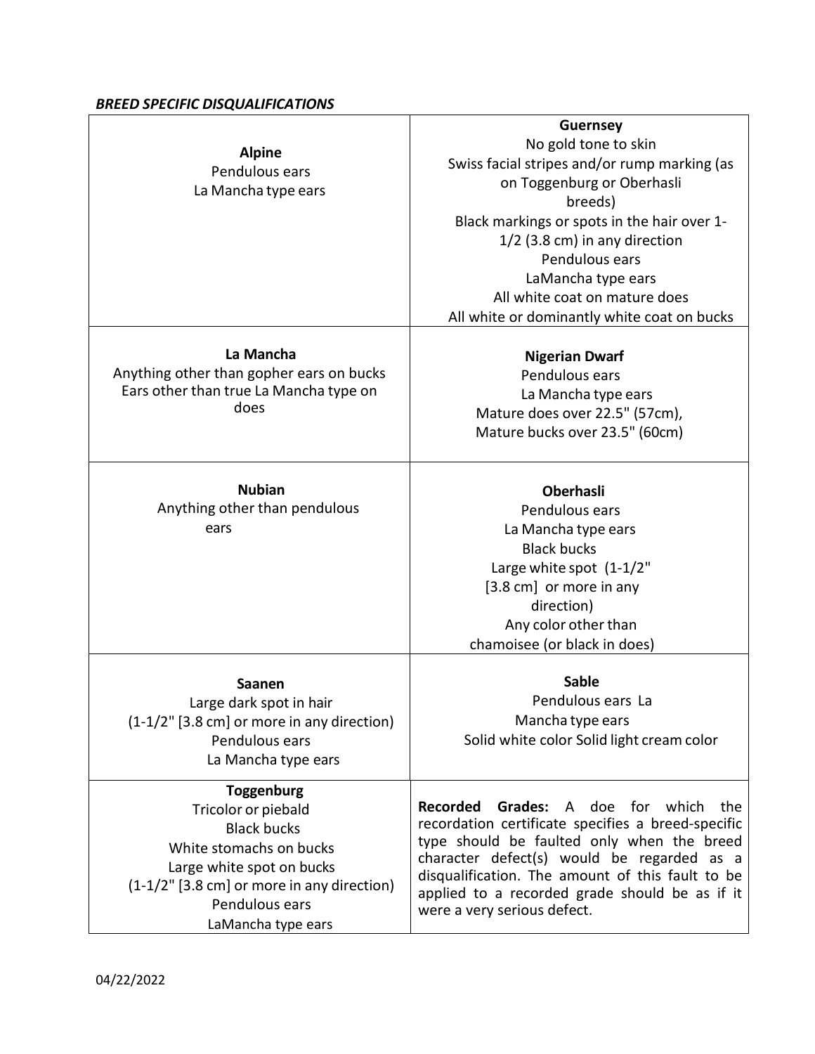***BREED SPECIFIC DISQUALIFICATIONS***

| | |
|---|---|
| **Alpine**<br>Pendulous ears<br>La Mancha type ears | **Guernsey**<br>No gold tone to skin<br>Swiss facial stripes and/or rump marking (as on Toggenburg or Oberhasli breeds)<br>Black markings or spots in the hair over 1-1/2 (3.8 cm) in any direction<br>Pendulous ears<br>LaMancha type ears<br>All white coat on mature does<br>All white or dominantly white coat on bucks |
| **La Mancha**<br>Anything other than gopher ears on bucks<br>Ears other than true La Mancha type on does | **Nigerian Dwarf**<br>Pendulous ears<br>La Mancha type ears<br>Mature does over 22.5" (57cm),<br>Mature bucks over 23.5" (60cm) |
| **Nubian**<br>Anything other than pendulous ears | **Oberhasli**<br>Pendulous ears<br>La Mancha type ears<br>Black bucks<br>Large white spot (1-1/2" [3.8 cm] or more in any direction)<br>Any color other than chamoisee (or black in does) |
| **Saanen**<br>Large dark spot in hair<br>(1-1/2" [3.8 cm] or more in any direction)<br>Pendulous ears<br>La Mancha type ears | **Sable**<br>Pendulous ears La Mancha type ears<br>Solid white color Solid light cream color |
| **Toggenburg**<br>Tricolor or piebald<br>Black bucks<br>White stomachs on bucks<br>Large white spot on bucks<br>(1-1/2" [3.8 cm] or more in any direction)<br>Pendulous ears<br>LaMancha type ears | **Recorded Grades:** A doe for which the recordation certificate specifies a breed-specific type should be faulted only when the breed character defect(s) would be regarded as a disqualification. The amount of this fault to be applied to a recorded grade should be as if it were a very serious defect. |

04/22/2022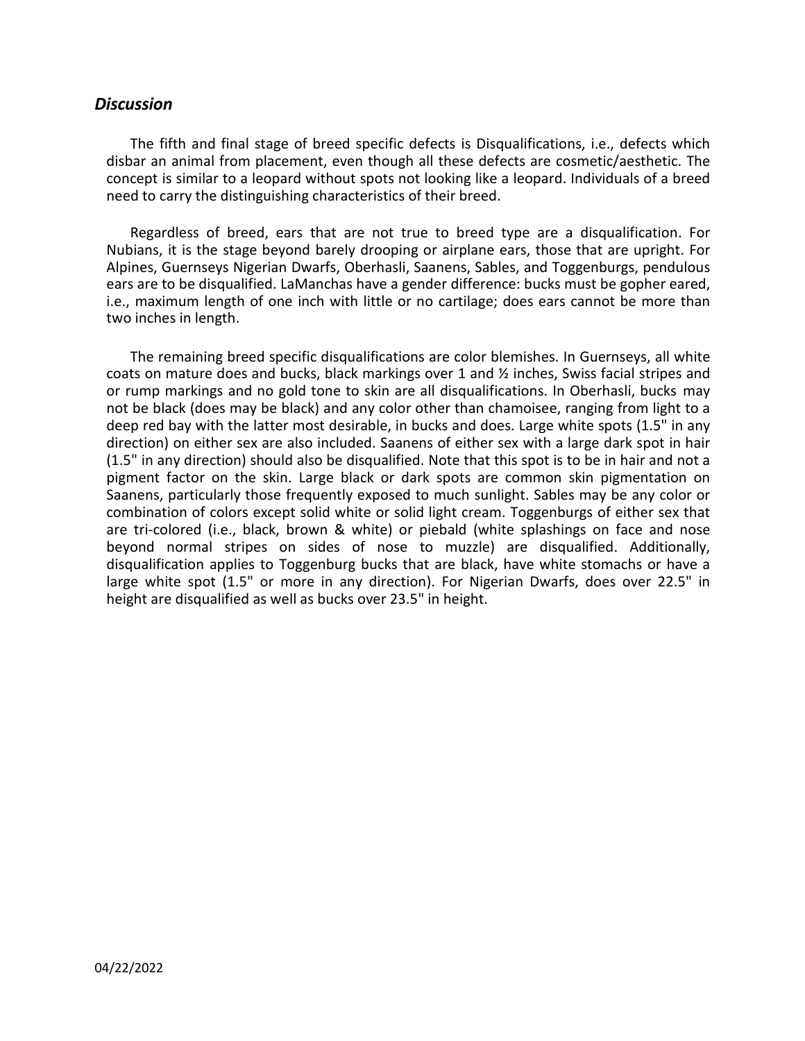### *Discussion*

The fifth and final stage of breed specific defects is Disqualifications, i.e., defects which disbar an animal from placement, even though all these defects are cosmetic/aesthetic. The concept is similar to a leopard without spots not looking like a leopard. Individuals of a breed need to carry the distinguishing characteristics of their breed.

Regardless of breed, ears that are not true to breed type are a disqualification. For Nubians, it is the stage beyond barely drooping or airplane ears, those that are upright. For Alpines, Guernseys Nigerian Dwarfs, Oberhasli, Saanens, Sables, and Toggenburgs, pendulous ears are to be disqualified. LaManchas have a gender difference: bucks must be gopher eared, i.e., maximum length of one inch with little or no cartilage; does ears cannot be more than two inches in length.

The remaining breed specific disqualifications are color blemishes. In Guernseys, all white coats on mature does and bucks, black markings over 1 and ½ inches, Swiss facial stripes and or rump markings and no gold tone to skin are all disqualifications. In Oberhasli, bucks may not be black (does may be black) and any color other than chamoisee, ranging from light to a deep red bay with the latter most desirable, in bucks and does. Large white spots (1.5" in any direction) on either sex are also included. Saanens of either sex with a large dark spot in hair (1.5" in any direction) should also be disqualified. Note that this spot is to be in hair and not a pigment factor on the skin. Large black or dark spots are common skin pigmentation on Saanens, particularly those frequently exposed to much sunlight. Sables may be any color or combination of colors except solid white or solid light cream. Toggenburgs of either sex that are tri-colored (i.e., black, brown & white) or piebald (white splashings on face and nose beyond normal stripes on sides of nose to muzzle) are disqualified. Additionally, disqualification applies to Toggenburg bucks that are black, have white stomachs or have a large white spot (1.5" or more in any direction). For Nigerian Dwarfs, does over 22.5" in height are disqualified as well as bucks over 23.5" in height.

04/22/2022